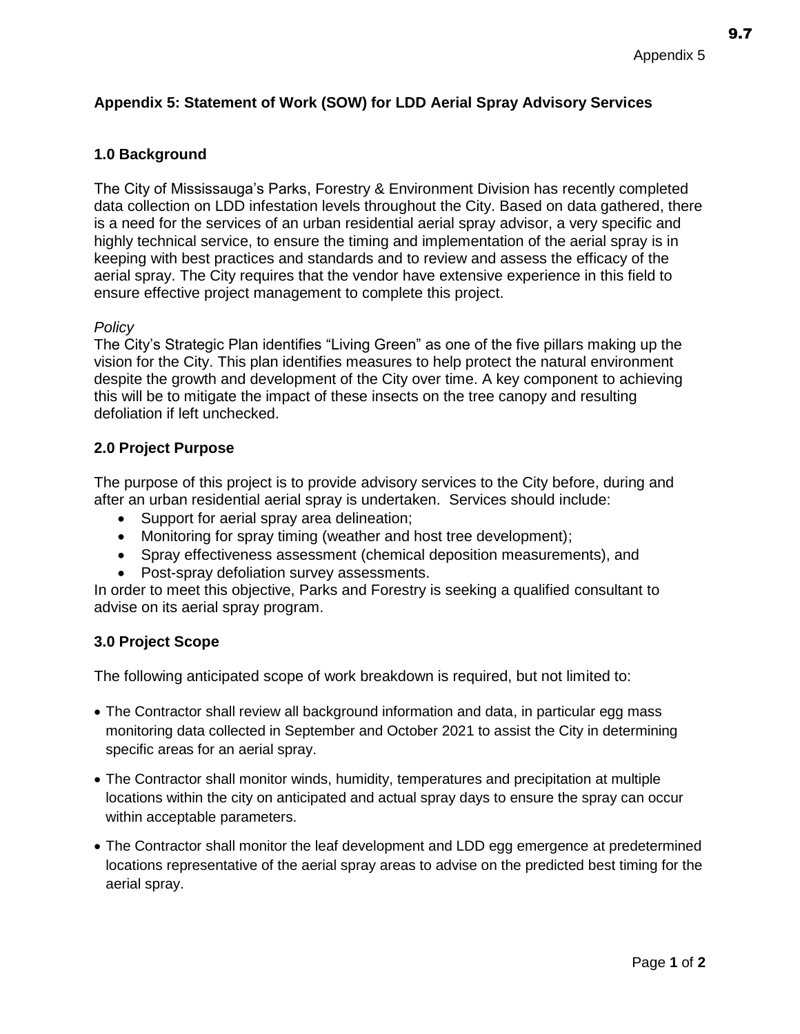# Appendix 5: Statement of Work (SOW) for LDD Aerial Spray Advisory Services

## 1.0 Background

The City of Mississauga's Parks, Forestry & Environment Division has recently completed data collection on LDD infestation levels throughout the City. Based on data gathered, there is a need for the services of an urban residential aerial spray advisor, a very specific and highly technical service, to ensure the timing and implementation of the aerial spray is in keeping with best practices and standards and to review and assess the efficacy of the aerial spray. The City requires that the vendor have extensive experience in this field to ensure effective project management to complete this project.

*Policy*

The City's Strategic Plan identifies "Living Green" as one of the five pillars making up the vision for the City. This plan identifies measures to help protect the natural environment despite the growth and development of the City over time. A key component to achieving this will be to mitigate the impact of these insects on the tree canopy and resulting defoliation if left unchecked.

## 2.0 Project Purpose

The purpose of this project is to provide advisory services to the City before, during and after an urban residential aerial spray is undertaken. Services should include:

- Support for aerial spray area delineation;
- Monitoring for spray timing (weather and host tree development);
- Spray effectiveness assessment (chemical deposition measurements), and
- Post-spray defoliation survey assessments.

In order to meet this objective, Parks and Forestry is seeking a qualified consultant to advise on its aerial spray program.

## 3.0 Project Scope

The following anticipated scope of work breakdown is required, but not limited to:

- The Contractor shall review all background information and data, in particular egg mass monitoring data collected in September and October 2021 to assist the City in determining specific areas for an aerial spray.
- The Contractor shall monitor winds, humidity, temperatures and precipitation at multiple locations within the city on anticipated and actual spray days to ensure the spray can occur within acceptable parameters.
- The Contractor shall monitor the leaf development and LDD egg emergence at predetermined locations representative of the aerial spray areas to advise on the predicted best timing for the aerial spray.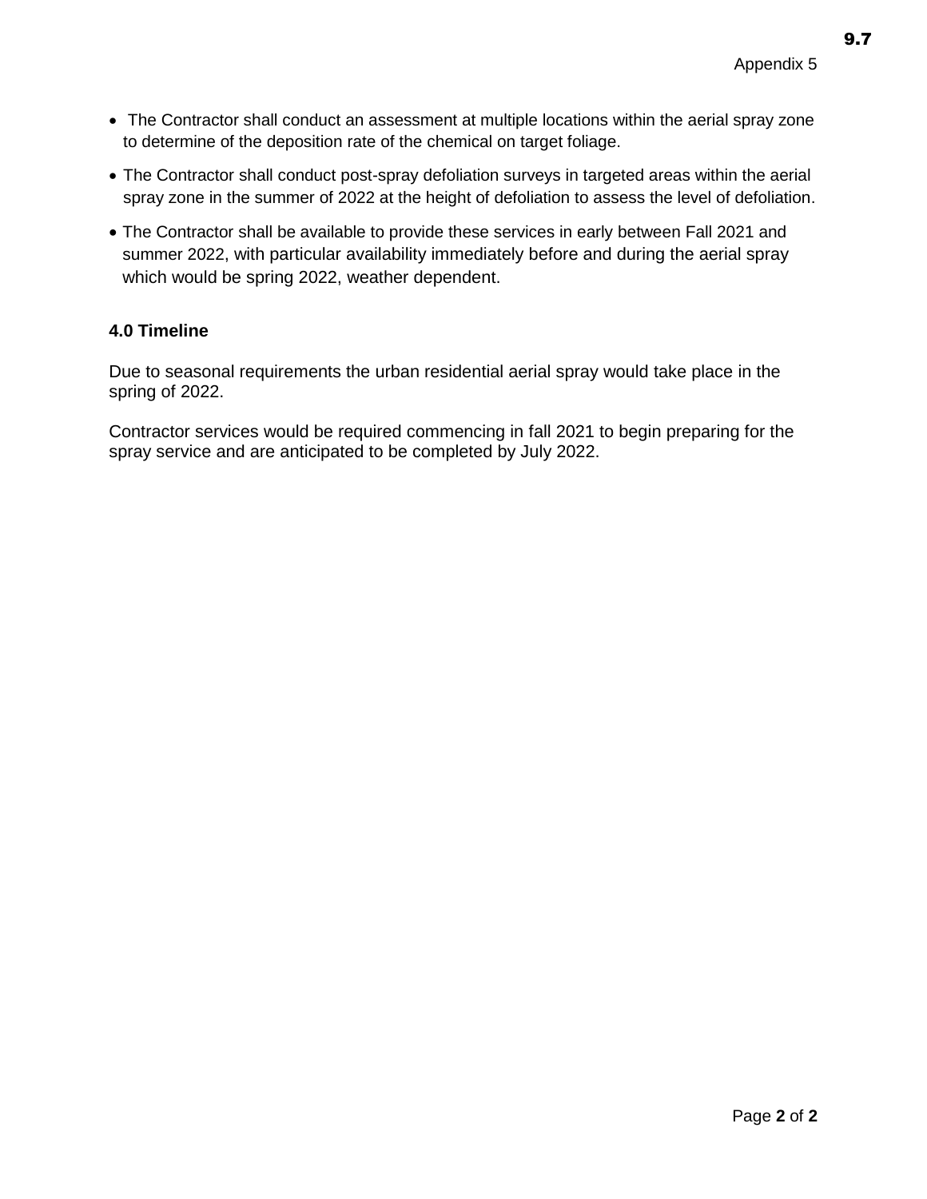- The Contractor shall conduct an assessment at multiple locations within the aerial spray zone to determine of the deposition rate of the chemical on target foliage.
- The Contractor shall conduct post-spray defoliation surveys in targeted areas within the aerial spray zone in the summer of 2022 at the height of defoliation to assess the level of defoliation.
- The Contractor shall be available to provide these services in early between Fall 2021 and summer 2022, with particular availability immediately before and during the aerial spray which would be spring 2022, weather dependent.

**4.0 Timeline**

Due to seasonal requirements the urban residential aerial spray would take place in the spring of 2022.

Contractor services would be required commencing in fall 2021 to begin preparing for the spray service and are anticipated to be completed by July 2022.